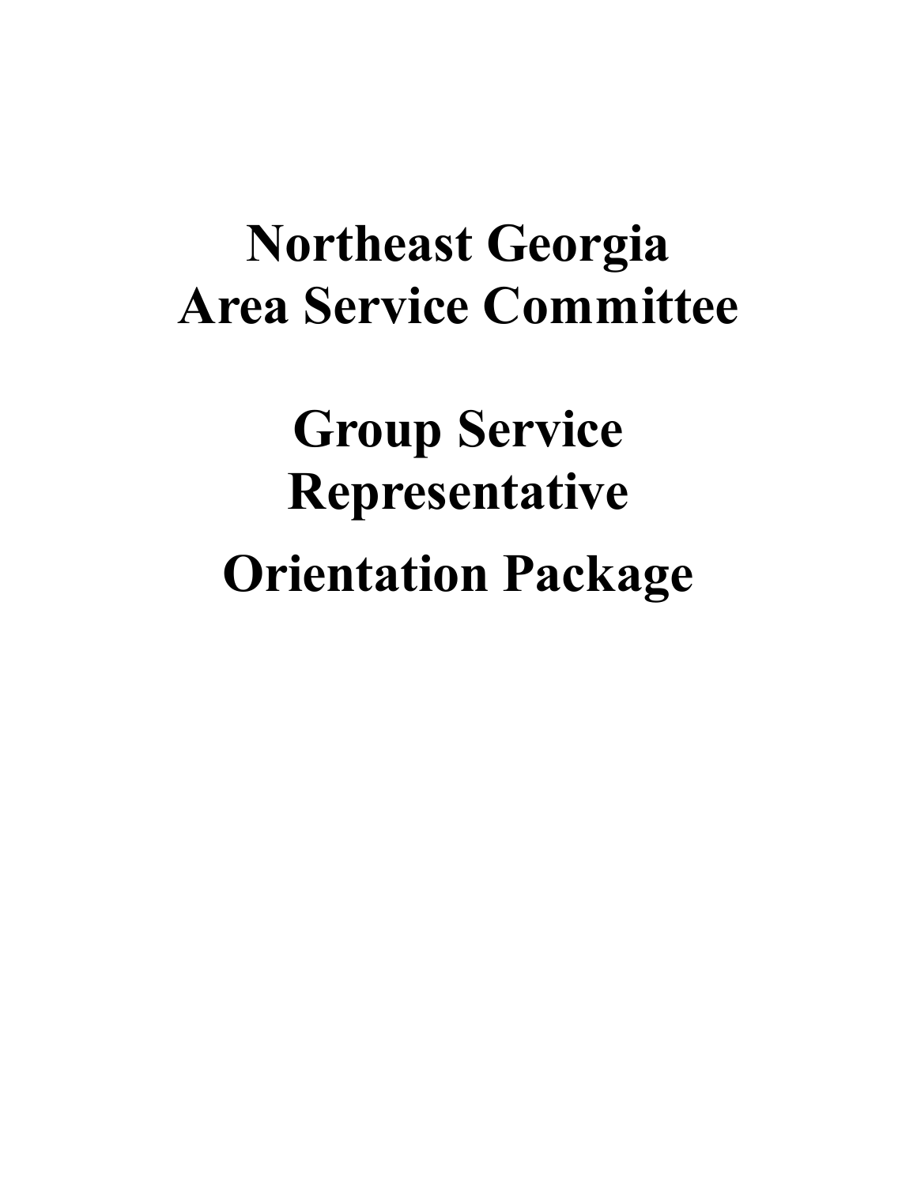# Northeast Georgia Area Service Committee

# Group Service Representative

# Orientation Package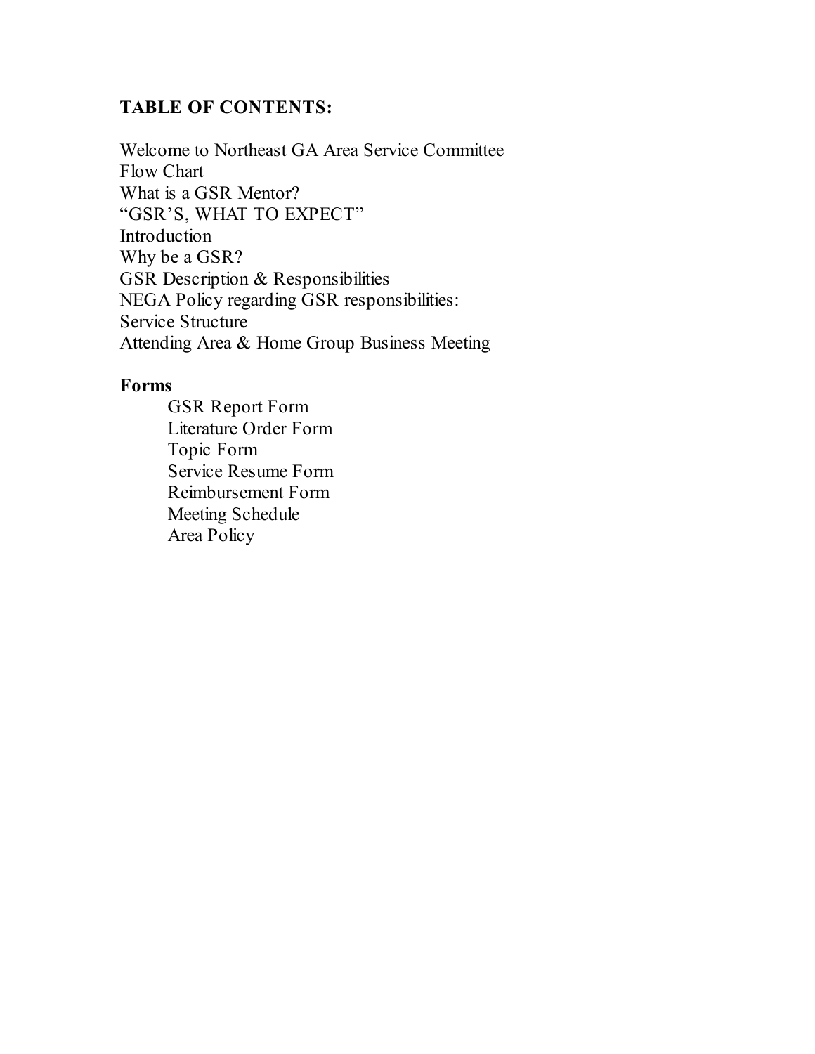## TABLE OF CONTENTS:

Welcome to Northeast GA Area Service Committee
Flow Chart
What is a GSR Mentor?
"GSR'S, WHAT TO EXPECT"
Introduction
Why be a GSR?
GSR Description & Responsibilities
NEGA Policy regarding GSR responsibilities:
Service Structure
Attending Area & Home Group Business Meeting

**Forms**

- GSR Report Form
- Literature Order Form
- Topic Form
- Service Resume Form
- Reimbursement Form
- Meeting Schedule
- Area Policy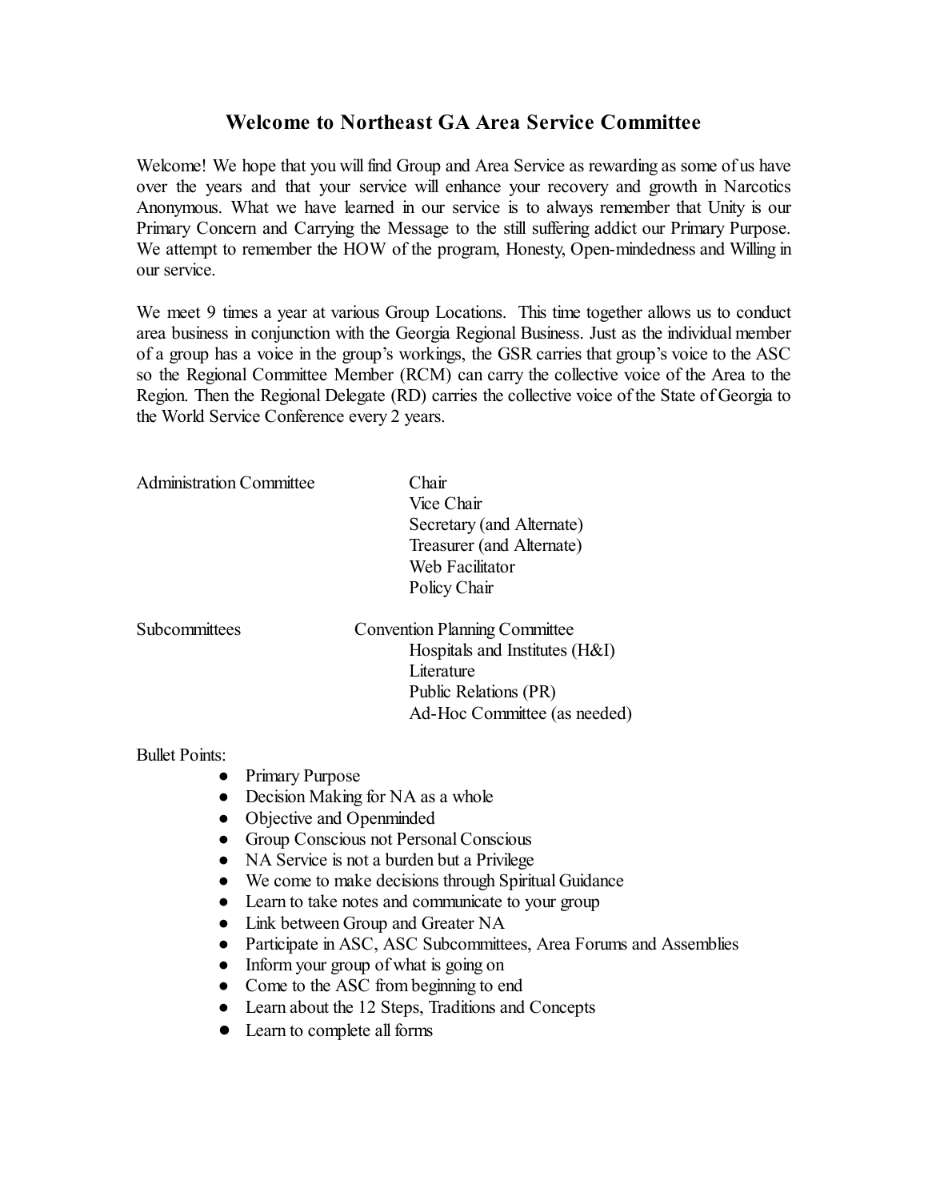# Welcome to Northeast GA Area Service Committee

Welcome! We hope that you will find Group and Area Service as rewarding as some of us have over the years and that your service will enhance your recovery and growth in Narcotics Anonymous. What we have learned in our service is to always remember that Unity is our Primary Concern and Carrying the Message to the still suffering addict our Primary Purpose. We attempt to remember the HOW of the program, Honesty, Open-mindedness and Willing in our service.

We meet 9 times a year at various Group Locations. This time together allows us to conduct area business in conjunction with the Georgia Regional Business. Just as the individual member of a group has a voice in the group's workings, the GSR carries that group's voice to the ASC so the Regional Committee Member (RCM) can carry the collective voice of the Area to the Region. Then the Regional Delegate (RD) carries the collective voice of the State of Georgia to the World Service Conference every 2 years.

Administration Committee

- Chair
- Vice Chair
- Secretary (and Alternate)
- Treasurer (and Alternate)
- Web Facilitator
- Policy Chair

Subcommittees

- Convention Planning Committee
- Hospitals and Institutes (H&I)
- Literature
- Public Relations (PR)
- Ad-Hoc Committee (as needed)

Bullet Points:

- Primary Purpose
- Decision Making for NA as a whole
- Objective and Openminded
- Group Conscious not Personal Conscious
- NA Service is not a burden but a Privilege
- We come to make decisions through Spiritual Guidance
- Learn to take notes and communicate to your group
- Link between Group and Greater NA
- Participate in ASC, ASC Subcommittees, Area Forums and Assemblies
- Inform your group of what is going on
- Come to the ASC from beginning to end
- Learn about the 12 Steps, Traditions and Concepts
- Learn to complete all forms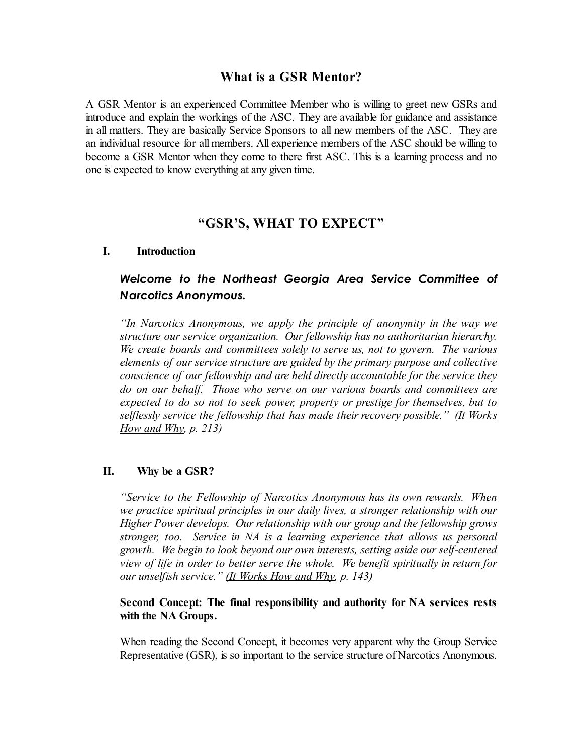## What is a GSR Mentor?

A GSR Mentor is an experienced Committee Member who is willing to greet new GSRs and introduce and explain the workings of the ASC. They are available for guidance and assistance in all matters. They are basically Service Sponsors to all new members of the ASC. They are an individual resource for all members. All experience members of the ASC should be willing to become a GSR Mentor when they come to there first ASC. This is a learning process and no one is expected to know everything at any given time.

## "GSR'S, WHAT TO EXPECT"

### I. Introduction

***Welcome to the Northeast Georgia Area Service Committee of Narcotics Anonymous.***

*"In Narcotics Anonymous, we apply the principle of anonymity in the way we structure our service organization. Our fellowship has no authoritarian hierarchy. We create boards and committees solely to serve us, not to govern. The various elements of our service structure are guided by the primary purpose and collective conscience of our fellowship and are held directly accountable for the service they do on our behalf. Those who serve on our various boards and committees are expected to do so not to seek power, property or prestige for themselves, but to selflessly service the fellowship that has made their recovery possible." (It Works How and Why, p. 213)*

### II. Why be a GSR?

*"Service to the Fellowship of Narcotics Anonymous has its own rewards. When we practice spiritual principles in our daily lives, a stronger relationship with our Higher Power develops. Our relationship with our group and the fellowship grows stronger, too. Service in NA is a learning experience that allows us personal growth. We begin to look beyond our own interests, setting aside our self-centered view of life in order to better serve the whole. We benefit spiritually in return for our unselfish service." (It Works How and Why, p. 143)*

**Second Concept: The final responsibility and authority for NA services rests with the NA Groups.**

When reading the Second Concept, it becomes very apparent why the Group Service Representative (GSR), is so important to the service structure of Narcotics Anonymous.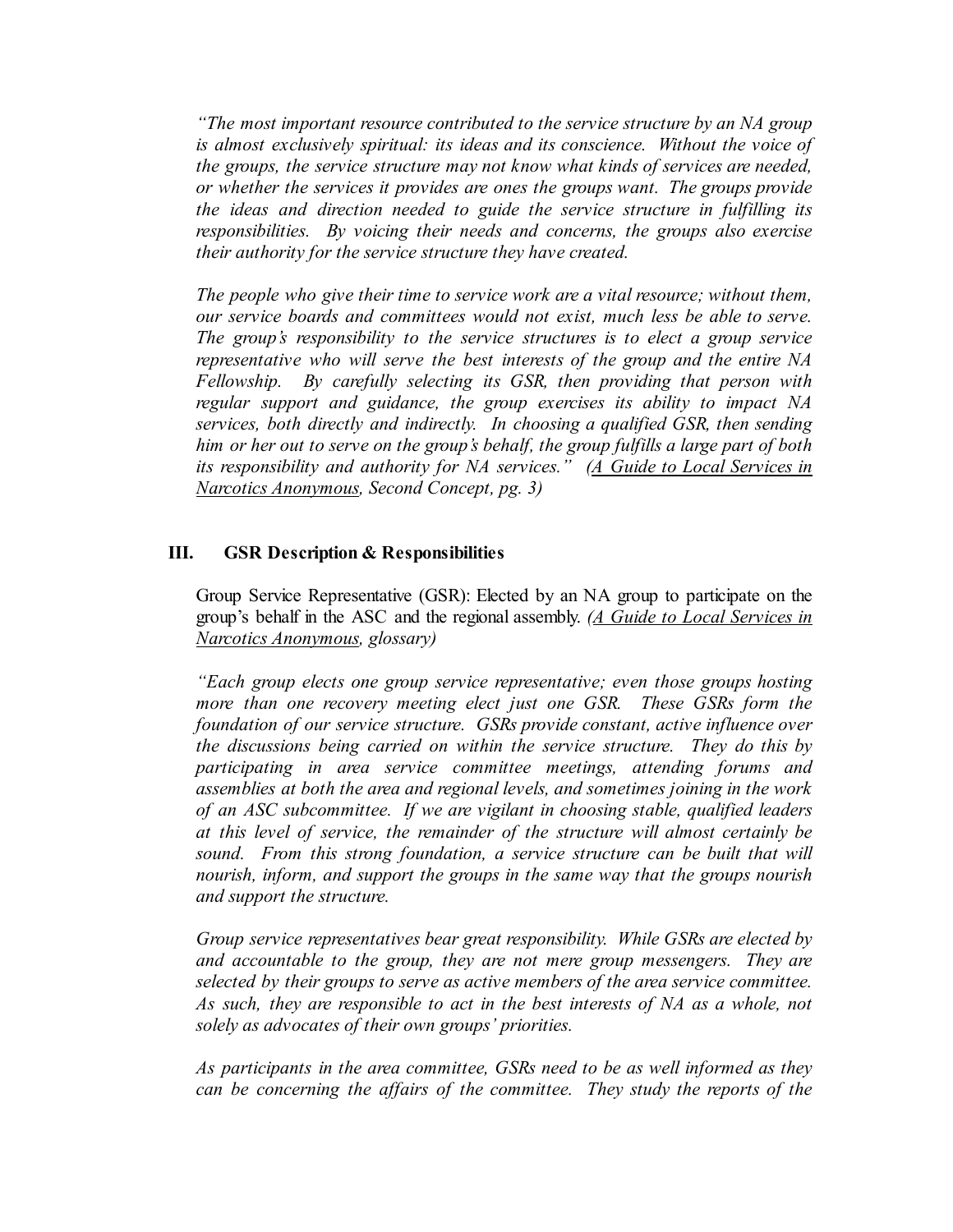*"The most important resource contributed to the service structure by an NA group is almost exclusively spiritual: its ideas and its conscience. Without the voice of the groups, the service structure may not know what kinds of services are needed, or whether the services it provides are ones the groups want. The groups provide the ideas and direction needed to guide the service structure in fulfilling its responsibilities. By voicing their needs and concerns, the groups also exercise their authority for the service structure they have created.*

*The people who give their time to service work are a vital resource; without them, our service boards and committees would not exist, much less be able to serve. The group's responsibility to the service structures is to elect a group service representative who will serve the best interests of the group and the entire NA Fellowship. By carefully selecting its GSR, then providing that person with regular support and guidance, the group exercises its ability to impact NA services, both directly and indirectly. In choosing a qualified GSR, then sending him or her out to serve on the group's behalf, the group fulfills a large part of both its responsibility and authority for NA services." (<u>A Guide to Local Services in Narcotics Anonymous</u>, Second Concept, pg. 3)*

## III. GSR Description & Responsibilities

Group Service Representative (GSR): Elected by an NA group to participate on the group's behalf in the ASC and the regional assembly. *(<u>A Guide to Local Services in Narcotics Anonymous</u>, glossary)*

*"Each group elects one group service representative; even those groups hosting more than one recovery meeting elect just one GSR. These GSRs form the foundation of our service structure. GSRs provide constant, active influence over the discussions being carried on within the service structure. They do this by participating in area service committee meetings, attending forums and assemblies at both the area and regional levels, and sometimes joining in the work of an ASC subcommittee. If we are vigilant in choosing stable, qualified leaders at this level of service, the remainder of the structure will almost certainly be sound. From this strong foundation, a service structure can be built that will nourish, inform, and support the groups in the same way that the groups nourish and support the structure.*

*Group service representatives bear great responsibility. While GSRs are elected by and accountable to the group, they are not mere group messengers. They are selected by their groups to serve as active members of the area service committee. As such, they are responsible to act in the best interests of NA as a whole, not solely as advocates of their own groups' priorities.*

*As participants in the area committee, GSRs need to be as well informed as they can be concerning the affairs of the committee. They study the reports of the*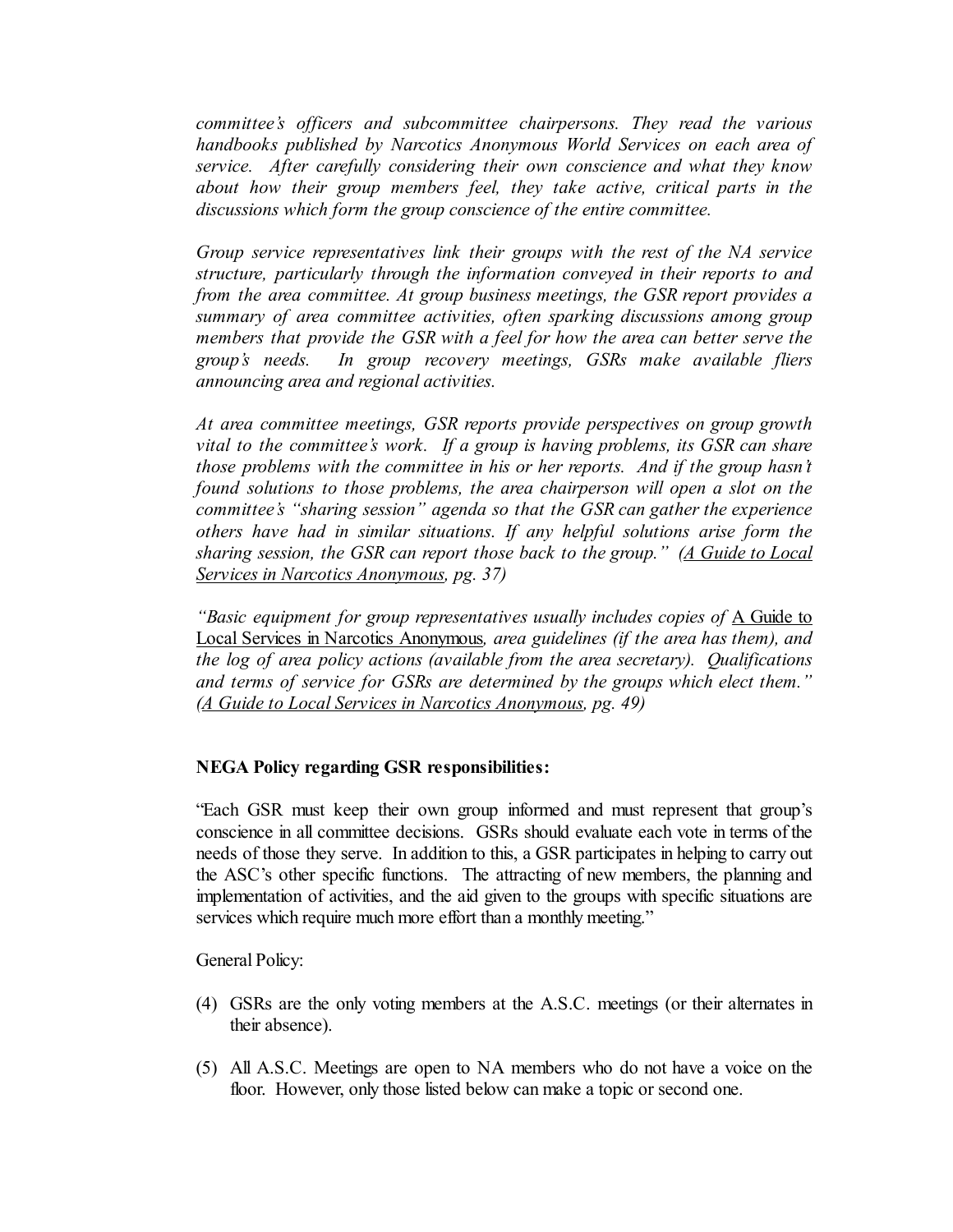*committee's officers and subcommittee chairpersons. They read the various handbooks published by Narcotics Anonymous World Services on each area of service. After carefully considering their own conscience and what they know about how their group members feel, they take active, critical parts in the discussions which form the group conscience of the entire committee.*

*Group service representatives link their groups with the rest of the NA service structure, particularly through the information conveyed in their reports to and from the area committee. At group business meetings, the GSR report provides a summary of area committee activities, often sparking discussions among group members that provide the GSR with a feel for how the area can better serve the group's needs. In group recovery meetings, GSRs make available fliers announcing area and regional activities.*

*At area committee meetings, GSR reports provide perspectives on group growth vital to the committee's work. If a group is having problems, its GSR can share those problems with the committee in his or her reports. And if the group hasn't found solutions to those problems, the area chairperson will open a slot on the committee's "sharing session" agenda so that the GSR can gather the experience others have had in similar situations. If any helpful solutions arise form the sharing session, the GSR can report those back to the group." (A Guide to Local Services in Narcotics Anonymous, pg. 37)*

*"Basic equipment for group representatives usually includes copies of* A Guide to Local Services in Narcotics Anonymous*, area guidelines (if the area has them), and the log of area policy actions (available from the area secretary). Qualifications and terms of service for GSRs are determined by the groups which elect them." (A Guide to Local Services in Narcotics Anonymous, pg. 49)*

**NEGA Policy regarding GSR responsibilities:**

"Each GSR must keep their own group informed and must represent that group's conscience in all committee decisions. GSRs should evaluate each vote in terms of the needs of those they serve. In addition to this, a GSR participates in helping to carry out the ASC's other specific functions. The attracting of new members, the planning and implementation of activities, and the aid given to the groups with specific situations are services which require much more effort than a monthly meeting."

General Policy:

(4) GSRs are the only voting members at the A.S.C. meetings (or their alternates in their absence).

(5) All A.S.C. Meetings are open to NA members who do not have a voice on the floor. However, only those listed below can make a topic or second one.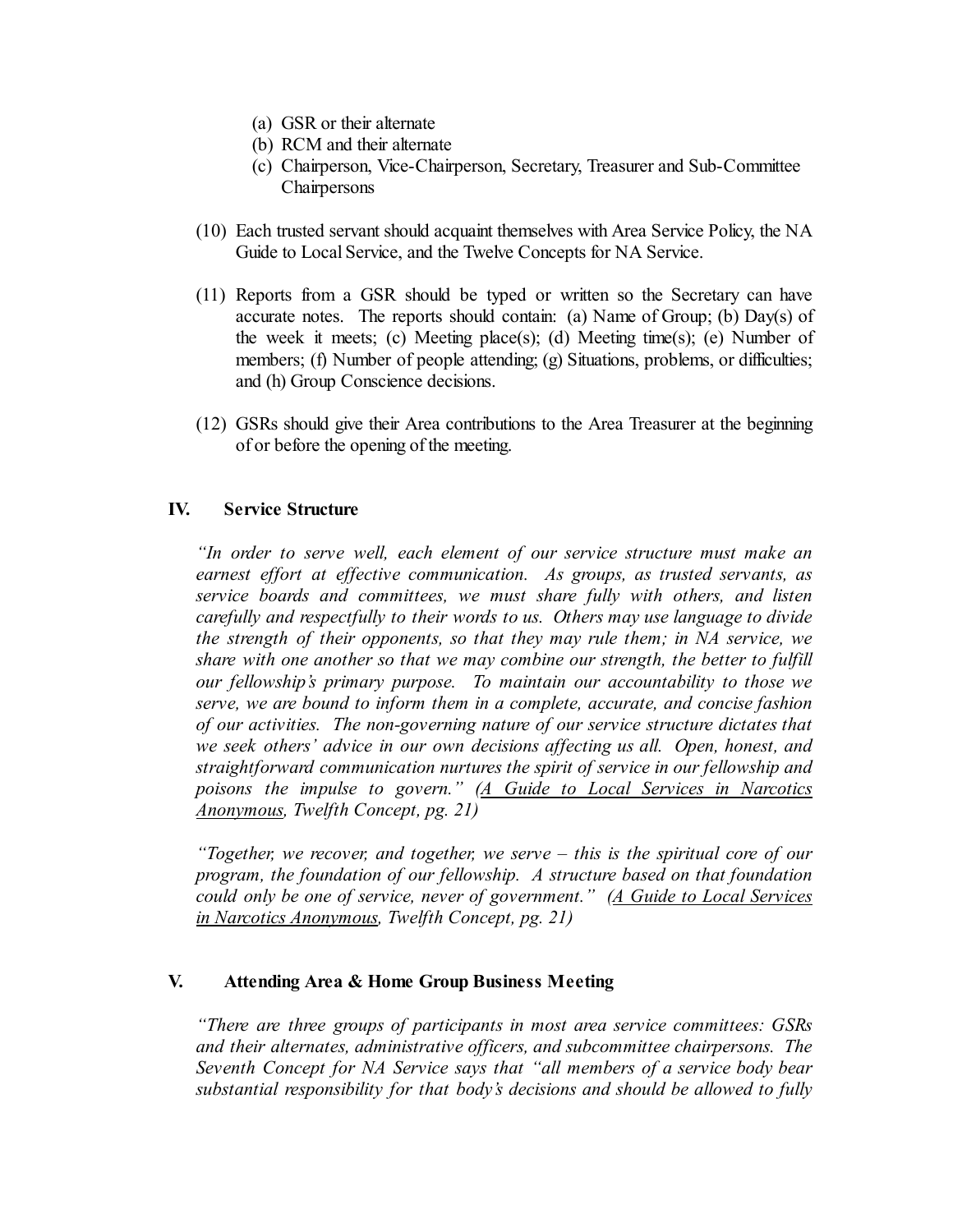(a) GSR or their alternate
(b) RCM and their alternate
(c) Chairperson, Vice-Chairperson, Secretary, Treasurer and Sub-Committee Chairpersons

(10) Each trusted servant should acquaint themselves with Area Service Policy, the NA Guide to Local Service, and the Twelve Concepts for NA Service.

(11) Reports from a GSR should be typed or written so the Secretary can have accurate notes. The reports should contain: (a) Name of Group; (b) Day(s) of the week it meets; (c) Meeting place(s); (d) Meeting time(s); (e) Number of members; (f) Number of people attending; (g) Situations, problems, or difficulties; and (h) Group Conscience decisions.

(12) GSRs should give their Area contributions to the Area Treasurer at the beginning of or before the opening of the meeting.

## IV. Service Structure

*"In order to serve well, each element of our service structure must make an earnest effort at effective communication. As groups, as trusted servants, as service boards and committees, we must share fully with others, and listen carefully and respectfully to their words to us. Others may use language to divide the strength of their opponents, so that they may rule them; in NA service, we share with one another so that we may combine our strength, the better to fulfill our fellowship's primary purpose. To maintain our accountability to those we serve, we are bound to inform them in a complete, accurate, and concise fashion of our activities. The non-governing nature of our service structure dictates that we seek others' advice in our own decisions affecting us all. Open, honest, and straightforward communication nurtures the spirit of service in our fellowship and poisons the impulse to govern." (<u>A Guide to Local Services in Narcotics Anonymous</u>, Twelfth Concept, pg. 21)*

*"Together, we recover, and together, we serve – this is the spiritual core of our program, the foundation of our fellowship. A structure based on that foundation could only be one of service, never of government." (<u>A Guide to Local Services in Narcotics Anonymous</u>, Twelfth Concept, pg. 21)*

## V. Attending Area & Home Group Business Meeting

*"There are three groups of participants in most area service committees: GSRs and their alternates, administrative officers, and subcommittee chairpersons. The Seventh Concept for NA Service says that "all members of a service body bear substantial responsibility for that body's decisions and should be allowed to fully*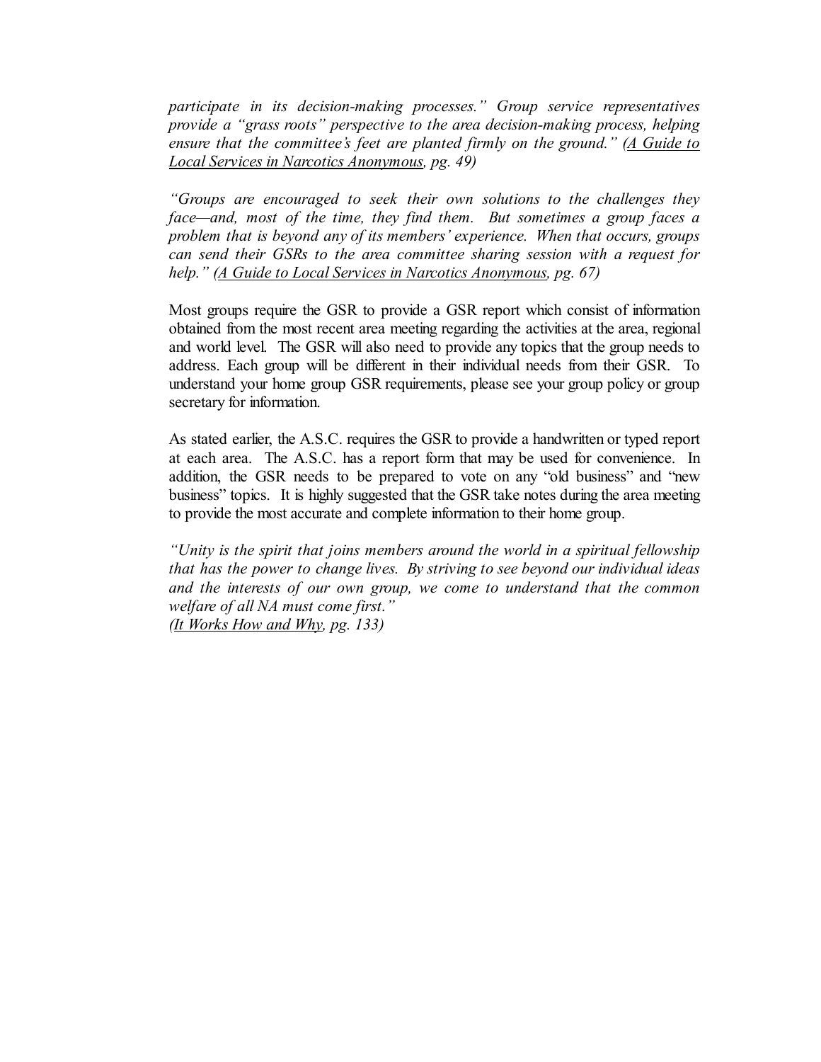*participate in its decision-making processes." Group service representatives provide a "grass roots" perspective to the area decision-making process, helping ensure that the committee's feet are planted firmly on the ground." (A Guide to Local Services in Narcotics Anonymous, pg. 49)*

*"Groups are encouraged to seek their own solutions to the challenges they face—and, most of the time, they find them. But sometimes a group faces a problem that is beyond any of its members' experience. When that occurs, groups can send their GSRs to the area committee sharing session with a request for help." (A Guide to Local Services in Narcotics Anonymous, pg. 67)*

Most groups require the GSR to provide a GSR report which consist of information obtained from the most recent area meeting regarding the activities at the area, regional and world level. The GSR will also need to provide any topics that the group needs to address. Each group will be different in their individual needs from their GSR. To understand your home group GSR requirements, please see your group policy or group secretary for information.

As stated earlier, the A.S.C. requires the GSR to provide a handwritten or typed report at each area. The A.S.C. has a report form that may be used for convenience. In addition, the GSR needs to be prepared to vote on any "old business" and "new business" topics. It is highly suggested that the GSR take notes during the area meeting to provide the most accurate and complete information to their home group.

*"Unity is the spirit that joins members around the world in a spiritual fellowship that has the power to change lives. By striving to see beyond our individual ideas and the interests of our own group, we come to understand that the common welfare of all NA must come first."*
*(It Works How and Why, pg. 133)*